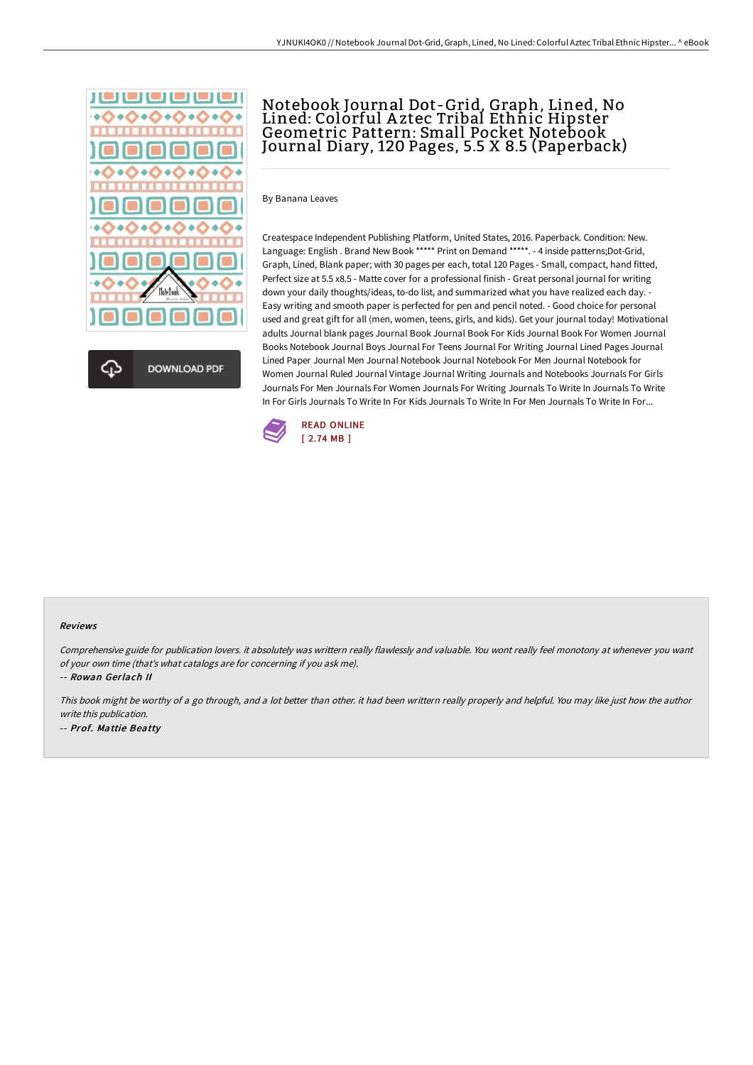# Notebook Journal Dot-Grid, Graph, Lined, No Lined: Colorful Aztec Tribal Ethnic Hipster Geometric Pattern: Small Pocket Notebook Journal Diary, 120 Pages, 5.5 X 8.5 (Paperback)

DOWNLOAD PDF

By Banana Leaves

Createspace Independent Publishing Platform, United States, 2016. Paperback. Condition: New. Language: English . Brand New Book ***** Print on Demand *****. - 4 inside patterns;Dot-Grid, Graph, Lined, Blank paper; with 30 pages per each, total 120 Pages - Small, compact, hand fitted, Perfect size at 5.5 x8.5 - Matte cover for a professional finish - Great personal journal for writing down your daily thoughts/ideas, to-do list, and summarized what you have realized each day. - Easy writing and smooth paper is perfected for pen and pencil noted. - Good choice for personal used and great gift for all (men, women, teens, girls, and kids). Get your journal today! Motivational adults Journal blank pages Journal Book Journal Book For Kids Journal Book For Women Journal Books Notebook Journal Boys Journal For Teens Journal For Writing Journal Lined Pages Journal Lined Paper Journal Men Journal Notebook Journal Notebook For Men Journal Notebook for Women Journal Ruled Journal Vintage Journal Writing Journals and Notebooks Journals For Girls Journals For Men Journals For Women Journals For Writing Journals To Write In Journals To Write In For Girls Journals To Write In For Kids Journals To Write In For Men Journals To Write In For...

READ ONLINE
[ 2.74 MB ]

#### Reviews

*Comprehensive guide for publication lovers. it absolutely was writtern really flawlessly and valuable. You wont really feel monotony at whenever you want of your own time (that's what catalogs are for concerning if you ask me).*

-- ***Rowan Gerlach II***

*This book might be worthy of a go through, and a lot better than other. it had been writtern really properly and helpful. You may like just how the author write this publication.*

-- ***Prof. Mattie Beatty***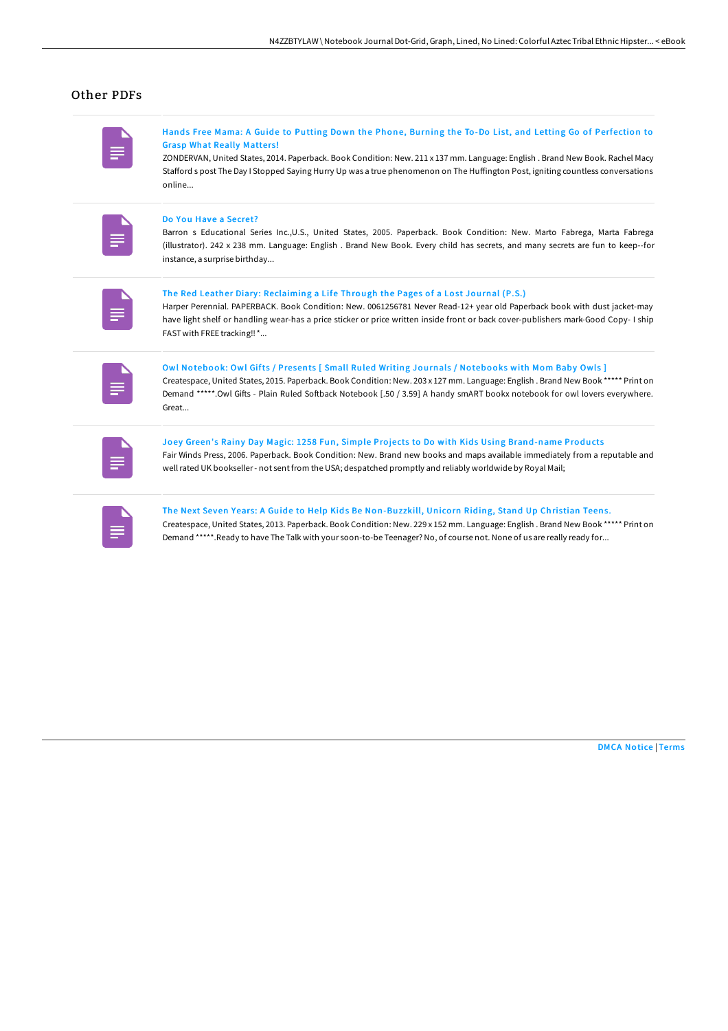## Other PDFs

### Hands Free Mama: A Guide to Putting Down the Phone, Burning the To-Do List, and Letting Go of Perfection to Grasp What Really Matters!

ZONDERVAN, United States, 2014. Paperback. Book Condition: New. 211 x 137 mm. Language: English . Brand New Book. Rachel Macy Stafford s post The Day I Stopped Saying Hurry Up was a true phenomenon on The Huffington Post, igniting countless conversations online...

### Do You Have a Secret?

Barron s Educational Series Inc.,U.S., United States, 2005. Paperback. Book Condition: New. Marto Fabrega, Marta Fabrega (illustrator). 242 x 238 mm. Language: English . Brand New Book. Every child has secrets, and many secrets are fun to keep--for instance, a surprise birthday...

### The Red Leather Diary: Reclaiming a Life Through the Pages of a Lost Journal (P.S.)

Harper Perennial. PAPERBACK. Book Condition: New. 0061256781 Never Read-12+ year old Paperback book with dust jacket-may have light shelf or handling wear-has a price sticker or price written inside front or back cover-publishers mark-Good Copy- I ship FAST with FREE tracking!! *...

### Owl Notebook: Owl Gifts / Presents [ Small Ruled Writing Journals / Notebooks with Mom Baby Owls ]

Createspace, United States, 2015. Paperback. Book Condition: New. 203 x 127 mm. Language: English . Brand New Book ***** Print on Demand *****.Owl Gifts - Plain Ruled Softback Notebook [.50 / 3.59] A handy smART bookx notebook for owl lovers everywhere. Great...

### Joey Green's Rainy Day Magic: 1258 Fun, Simple Projects to Do with Kids Using Brand-name Products

Fair Winds Press, 2006. Paperback. Book Condition: New. Brand new books and maps available immediately from a reputable and well rated UK bookseller - not sent from the USA; despatched promptly and reliably worldwide by Royal Mail;

### The Next Seven Years: A Guide to Help Kids Be Non-Buzzkill, Unicorn Riding, Stand Up Christian Teens.

Createspace, United States, 2013. Paperback. Book Condition: New. 229 x 152 mm. Language: English . Brand New Book ***** Print on Demand *****.Ready to have The Talk with your soon-to-be Teenager? No, of course not. None of us are really ready for...